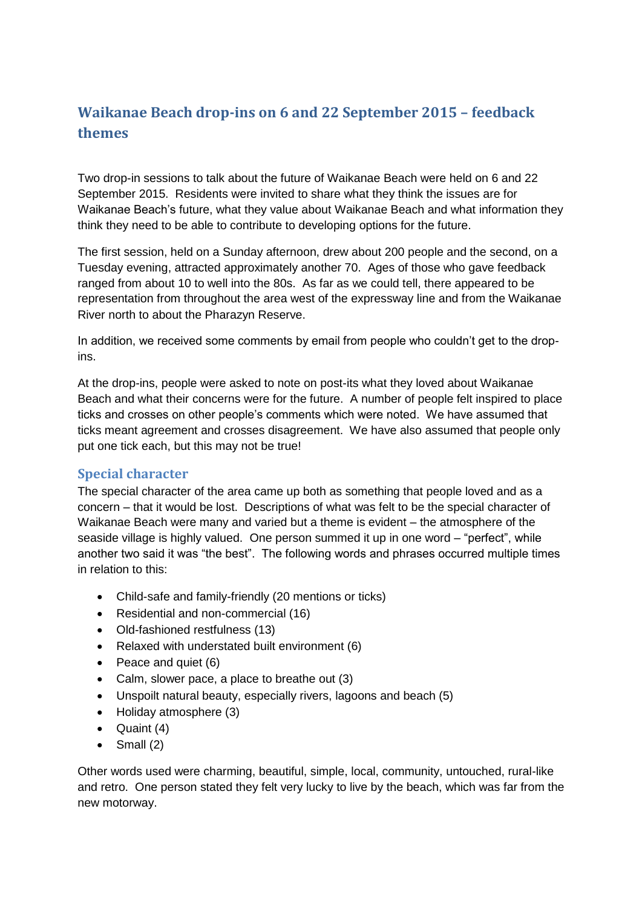# Waikanae Beach drop-ins on 6 and 22 September 2015 – feedback themes

Two drop-in sessions to talk about the future of Waikanae Beach were held on 6 and 22 September 2015. Residents were invited to share what they think the issues are for Waikanae Beach's future, what they value about Waikanae Beach and what information they think they need to be able to contribute to developing options for the future.

The first session, held on a Sunday afternoon, drew about 200 people and the second, on a Tuesday evening, attracted approximately another 70. Ages of those who gave feedback ranged from about 10 to well into the 80s. As far as we could tell, there appeared to be representation from throughout the area west of the expressway line and from the Waikanae River north to about the Pharazyn Reserve.

In addition, we received some comments by email from people who couldn't get to the drop-ins.

At the drop-ins, people were asked to note on post-its what they loved about Waikanae Beach and what their concerns were for the future. A number of people felt inspired to place ticks and crosses on other people's comments which were noted. We have assumed that ticks meant agreement and crosses disagreement. We have also assumed that people only put one tick each, but this may not be true!

## Special character

The special character of the area came up both as something that people loved and as a concern – that it would be lost. Descriptions of what was felt to be the special character of Waikanae Beach were many and varied but a theme is evident – the atmosphere of the seaside village is highly valued. One person summed it up in one word – "perfect", while another two said it was "the best". The following words and phrases occurred multiple times in relation to this:

- Child-safe and family-friendly (20 mentions or ticks)
- Residential and non-commercial (16)
- Old-fashioned restfulness (13)
- Relaxed with understated built environment (6)
- Peace and quiet (6)
- Calm, slower pace, a place to breathe out (3)
- Unspoilt natural beauty, especially rivers, lagoons and beach (5)
- Holiday atmosphere (3)
- Quaint (4)
- Small (2)

Other words used were charming, beautiful, simple, local, community, untouched, rural-like and retro. One person stated they felt very lucky to live by the beach, which was far from the new motorway.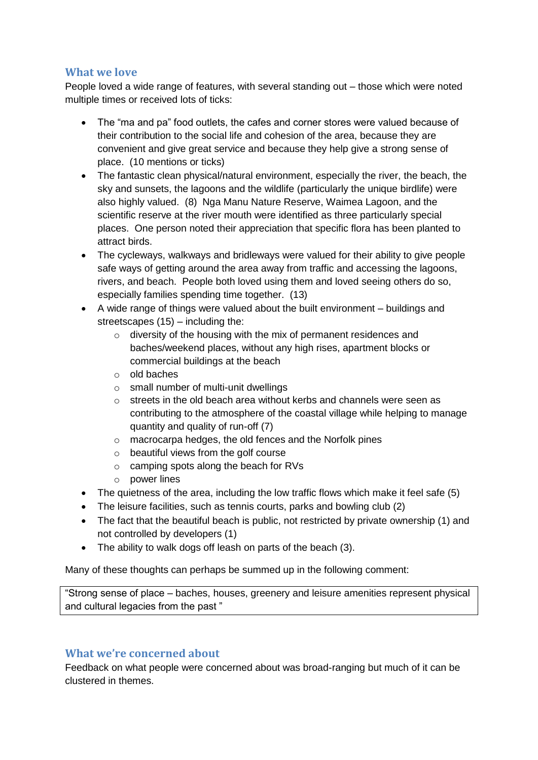## What we love

People loved a wide range of features, with several standing out – those which were noted multiple times or received lots of ticks:

- The "ma and pa" food outlets, the cafes and corner stores were valued because of their contribution to the social life and cohesion of the area, because they are convenient and give great service and because they help give a strong sense of place. (10 mentions or ticks)
- The fantastic clean physical/natural environment, especially the river, the beach, the sky and sunsets, the lagoons and the wildlife (particularly the unique birdlife) were also highly valued. (8) Nga Manu Nature Reserve, Waimea Lagoon, and the scientific reserve at the river mouth were identified as three particularly special places. One person noted their appreciation that specific flora has been planted to attract birds.
- The cycleways, walkways and bridleways were valued for their ability to give people safe ways of getting around the area away from traffic and accessing the lagoons, rivers, and beach. People both loved using them and loved seeing others do so, especially families spending time together. (13)
- A wide range of things were valued about the built environment – buildings and streetscapes (15) – including the:
  - diversity of the housing with the mix of permanent residences and baches/weekend places, without any high rises, apartment blocks or commercial buildings at the beach
  - old baches
  - small number of multi-unit dwellings
  - streets in the old beach area without kerbs and channels were seen as contributing to the atmosphere of the coastal village while helping to manage quantity and quality of run-off (7)
  - macrocarpa hedges, the old fences and the Norfolk pines
  - beautiful views from the golf course
  - camping spots along the beach for RVs
  - power lines
- The quietness of the area, including the low traffic flows which make it feel safe (5)
- The leisure facilities, such as tennis courts, parks and bowling club (2)
- The fact that the beautiful beach is public, not restricted by private ownership (1) and not controlled by developers (1)
- The ability to walk dogs off leash on parts of the beach (3).

Many of these thoughts can perhaps be summed up in the following comment:

> "Strong sense of place – baches, houses, greenery and leisure amenities represent physical and cultural legacies from the past "

## What we're concerned about

Feedback on what people were concerned about was broad-ranging but much of it can be clustered in themes.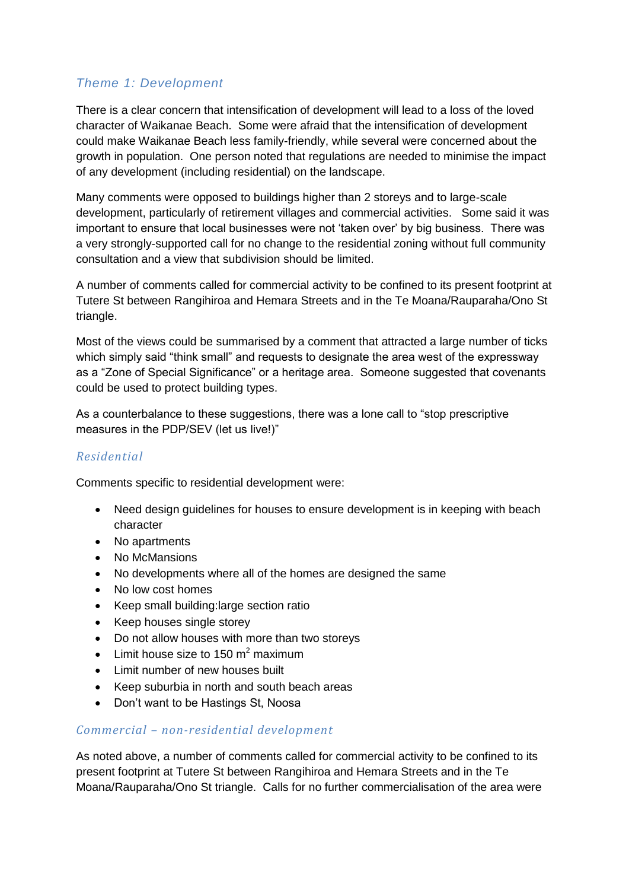## Theme 1: Development

There is a clear concern that intensification of development will lead to a loss of the loved character of Waikanae Beach. Some were afraid that the intensification of development could make Waikanae Beach less family-friendly, while several were concerned about the growth in population. One person noted that regulations are needed to minimise the impact of any development (including residential) on the landscape.

Many comments were opposed to buildings higher than 2 storeys and to large-scale development, particularly of retirement villages and commercial activities. Some said it was important to ensure that local businesses were not 'taken over' by big business. There was a very strongly-supported call for no change to the residential zoning without full community consultation and a view that subdivision should be limited.

A number of comments called for commercial activity to be confined to its present footprint at Tutere St between Rangihiroa and Hemara Streets and in the Te Moana/Rauparaha/Ono St triangle.

Most of the views could be summarised by a comment that attracted a large number of ticks which simply said "think small" and requests to designate the area west of the expressway as a "Zone of Special Significance" or a heritage area. Someone suggested that covenants could be used to protect building types.

As a counterbalance to these suggestions, there was a lone call to "stop prescriptive measures in the PDP/SEV (let us live!)"

### Residential

Comments specific to residential development were:

- Need design guidelines for houses to ensure development is in keeping with beach character
- No apartments
- No McMansions
- No developments where all of the homes are designed the same
- No low cost homes
- Keep small building:large section ratio
- Keep houses single storey
- Do not allow houses with more than two storeys
- Limit house size to 150 $m^2$ maximum
- Limit number of new houses built
- Keep suburbia in north and south beach areas
- Don't want to be Hastings St, Noosa

### Commercial – non-residential development

As noted above, a number of comments called for commercial activity to be confined to its present footprint at Tutere St between Rangihiroa and Hemara Streets and in the Te Moana/Rauparaha/Ono St triangle. Calls for no further commercialisation of the area were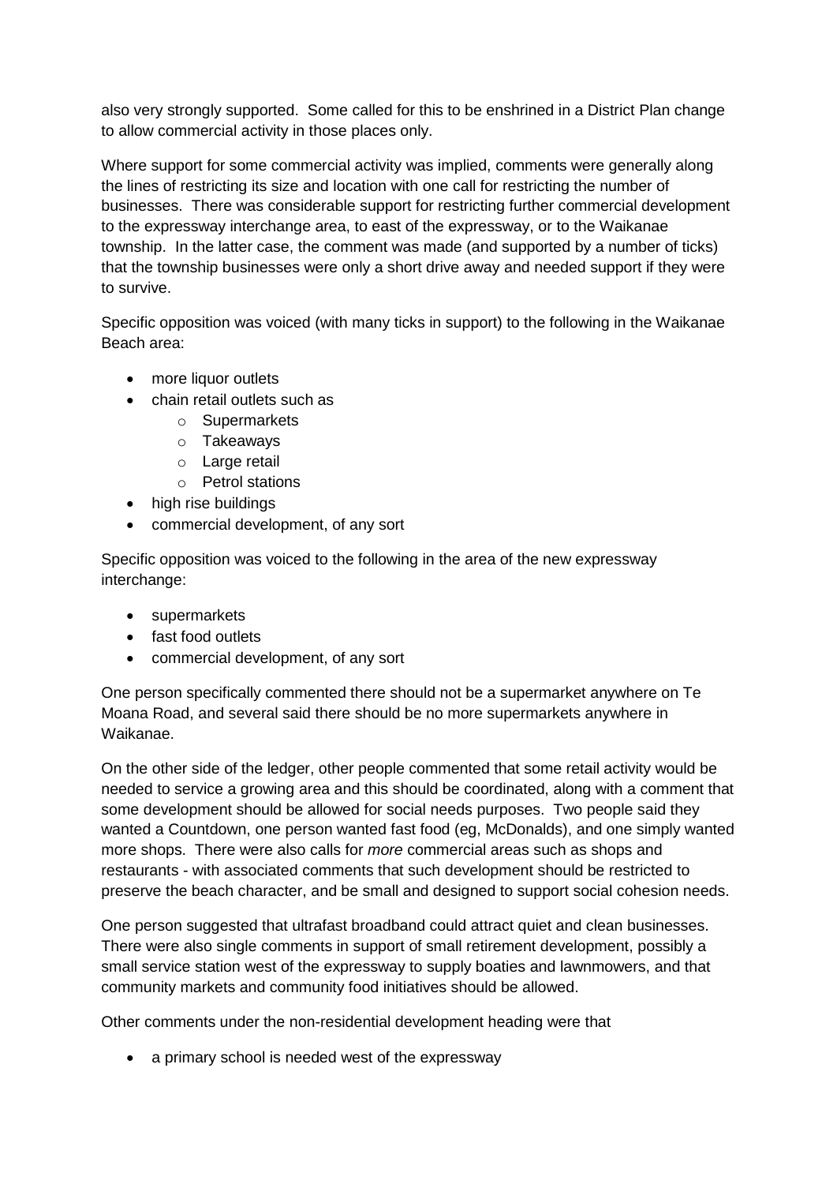also very strongly supported. Some called for this to be enshrined in a District Plan change to allow commercial activity in those places only.

Where support for some commercial activity was implied, comments were generally along the lines of restricting its size and location with one call for restricting the number of businesses. There was considerable support for restricting further commercial development to the expressway interchange area, to east of the expressway, or to the Waikanae township. In the latter case, the comment was made (and supported by a number of ticks) that the township businesses were only a short drive away and needed support if they were to survive.

Specific opposition was voiced (with many ticks in support) to the following in the Waikanae Beach area:

- more liquor outlets
- chain retail outlets such as
  - Supermarkets
  - Takeaways
  - Large retail
  - Petrol stations
- high rise buildings
- commercial development, of any sort

Specific opposition was voiced to the following in the area of the new expressway interchange:

- supermarkets
- fast food outlets
- commercial development, of any sort

One person specifically commented there should not be a supermarket anywhere on Te Moana Road, and several said there should be no more supermarkets anywhere in Waikanae.

On the other side of the ledger, other people commented that some retail activity would be needed to service a growing area and this should be coordinated, along with a comment that some development should be allowed for social needs purposes. Two people said they wanted a Countdown, one person wanted fast food (eg, McDonalds), and one simply wanted more shops. There were also calls for *more* commercial areas such as shops and restaurants - with associated comments that such development should be restricted to preserve the beach character, and be small and designed to support social cohesion needs.

One person suggested that ultrafast broadband could attract quiet and clean businesses. There were also single comments in support of small retirement development, possibly a small service station west of the expressway to supply boaties and lawnmowers, and that community markets and community food initiatives should be allowed.

Other comments under the non-residential development heading were that

- a primary school is needed west of the expressway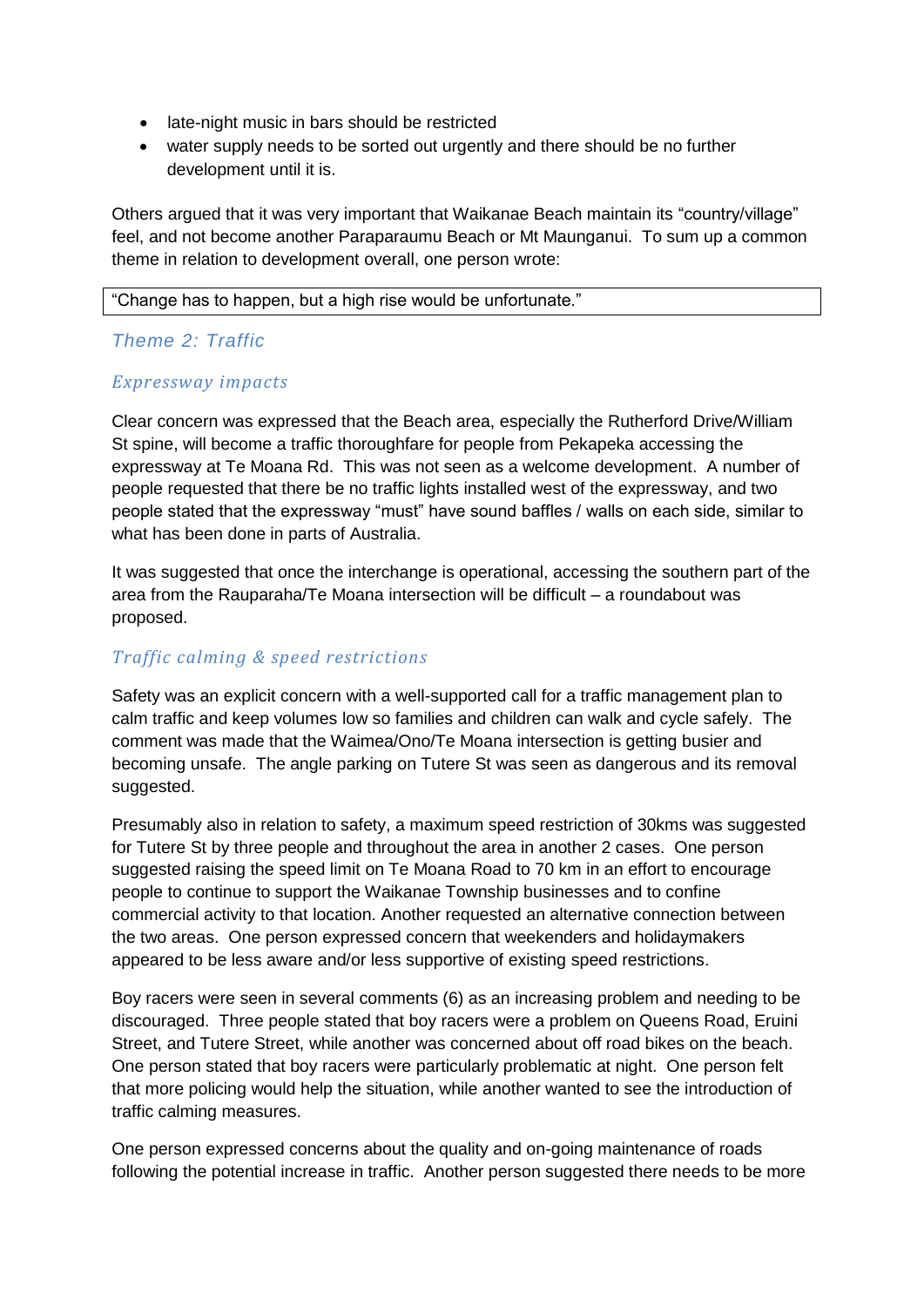- late-night music in bars should be restricted
- water supply needs to be sorted out urgently and there should be no further development until it is.

Others argued that it was very important that Waikanae Beach maintain its "country/village" feel, and not become another Paraparaumu Beach or Mt Maunganui. To sum up a common theme in relation to development overall, one person wrote:

> "Change has to happen, but a high rise would be unfortunate."

## *Theme 2: Traffic*

### *Expressway impacts*

Clear concern was expressed that the Beach area, especially the Rutherford Drive/William St spine, will become a traffic thoroughfare for people from Pekapeka accessing the expressway at Te Moana Rd. This was not seen as a welcome development. A number of people requested that there be no traffic lights installed west of the expressway, and two people stated that the expressway "must" have sound baffles / walls on each side, similar to what has been done in parts of Australia.

It was suggested that once the interchange is operational, accessing the southern part of the area from the Rauparaha/Te Moana intersection will be difficult – a roundabout was proposed.

### *Traffic calming & speed restrictions*

Safety was an explicit concern with a well-supported call for a traffic management plan to calm traffic and keep volumes low so families and children can walk and cycle safely. The comment was made that the Waimea/Ono/Te Moana intersection is getting busier and becoming unsafe. The angle parking on Tutere St was seen as dangerous and its removal suggested.

Presumably also in relation to safety, a maximum speed restriction of 30kms was suggested for Tutere St by three people and throughout the area in another 2 cases. One person suggested raising the speed limit on Te Moana Road to 70 km in an effort to encourage people to continue to support the Waikanae Township businesses and to confine commercial activity to that location. Another requested an alternative connection between the two areas. One person expressed concern that weekenders and holidaymakers appeared to be less aware and/or less supportive of existing speed restrictions.

Boy racers were seen in several comments (6) as an increasing problem and needing to be discouraged. Three people stated that boy racers were a problem on Queens Road, Eruini Street, and Tutere Street, while another was concerned about off road bikes on the beach. One person stated that boy racers were particularly problematic at night. One person felt that more policing would help the situation, while another wanted to see the introduction of traffic calming measures.

One person expressed concerns about the quality and on-going maintenance of roads following the potential increase in traffic. Another person suggested there needs to be more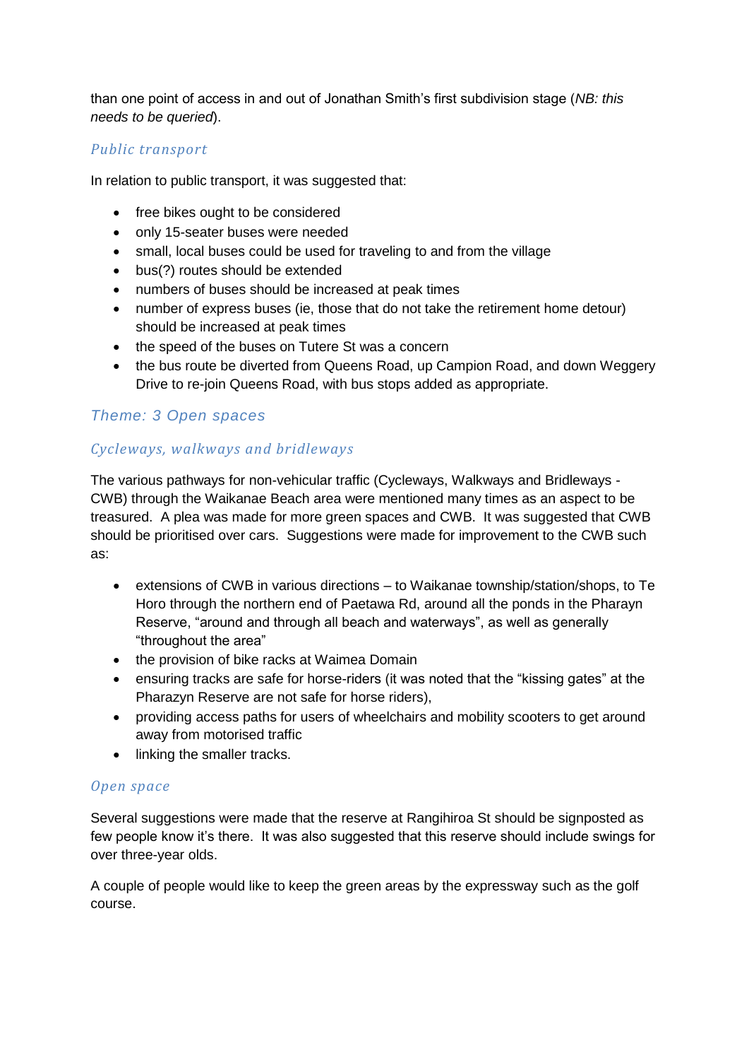than one point of access in and out of Jonathan Smith's first subdivision stage (*NB: this needs to be queried*).

### *Public transport*

In relation to public transport, it was suggested that:

- free bikes ought to be considered
- only 15-seater buses were needed
- small, local buses could be used for traveling to and from the village
- bus(?) routes should be extended
- numbers of buses should be increased at peak times
- number of express buses (ie, those that do not take the retirement home detour) should be increased at peak times
- the speed of the buses on Tutere St was a concern
- the bus route be diverted from Queens Road, up Campion Road, and down Weggery Drive to re-join Queens Road, with bus stops added as appropriate.

## *Theme: 3 Open spaces*

### *Cycleways, walkways and bridleways*

The various pathways for non-vehicular traffic (Cycleways, Walkways and Bridleways - CWB) through the Waikanae Beach area were mentioned many times as an aspect to be treasured. A plea was made for more green spaces and CWB. It was suggested that CWB should be prioritised over cars. Suggestions were made for improvement to the CWB such as:

- extensions of CWB in various directions – to Waikanae township/station/shops, to Te Horo through the northern end of Paetawa Rd, around all the ponds in the Pharayn Reserve, "around and through all beach and waterways", as well as generally "throughout the area"
- the provision of bike racks at Waimea Domain
- ensuring tracks are safe for horse-riders (it was noted that the "kissing gates" at the Pharazyn Reserve are not safe for horse riders),
- providing access paths for users of wheelchairs and mobility scooters to get around away from motorised traffic
- linking the smaller tracks.

### *Open space*

Several suggestions were made that the reserve at Rangihiroa St should be signposted as few people know it's there. It was also suggested that this reserve should include swings for over three-year olds.

A couple of people would like to keep the green areas by the expressway such as the golf course.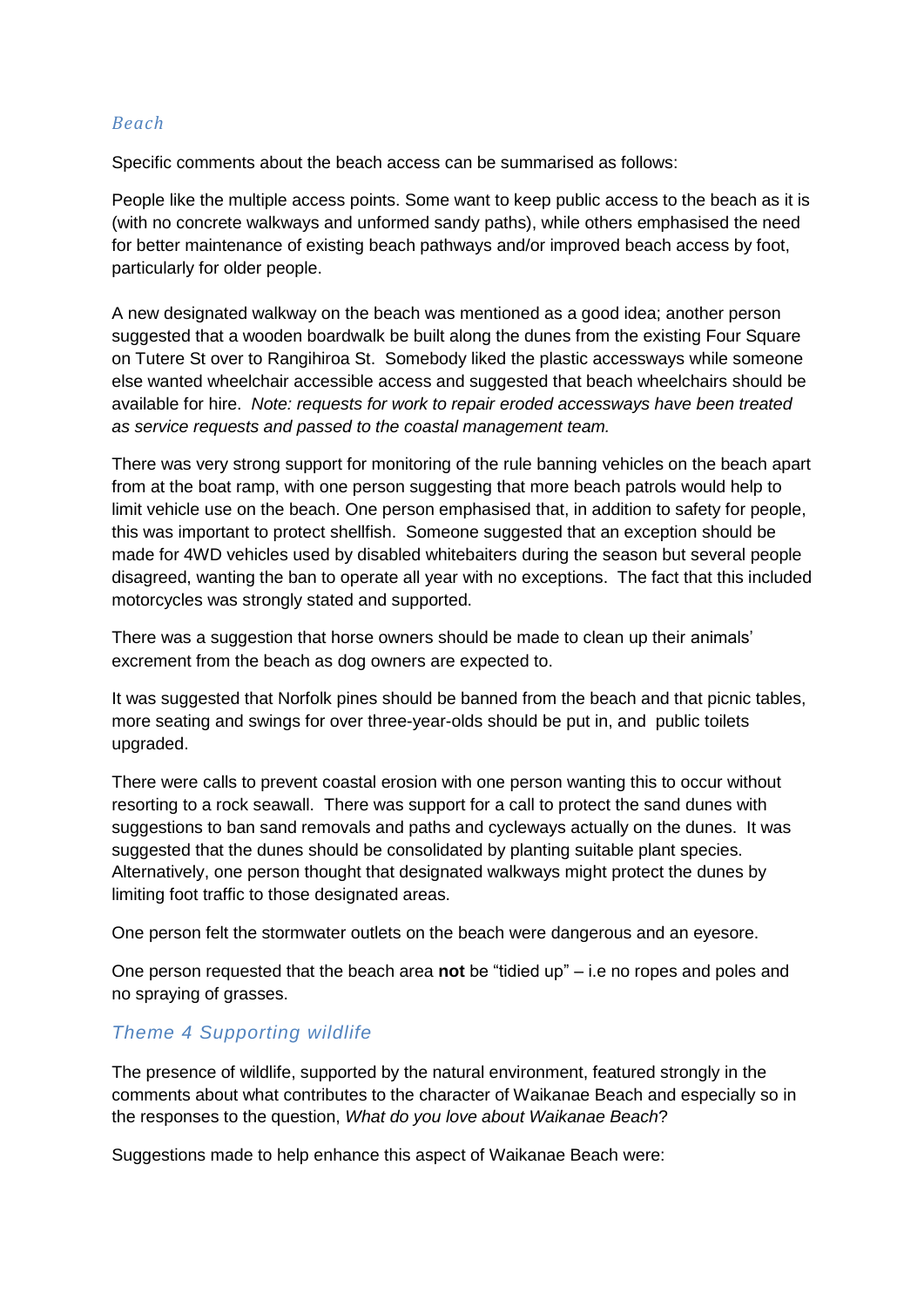### *Beach*

Specific comments about the beach access can be summarised as follows:

People like the multiple access points. Some want to keep public access to the beach as it is (with no concrete walkways and unformed sandy paths), while others emphasised the need for better maintenance of existing beach pathways and/or improved beach access by foot, particularly for older people.

A new designated walkway on the beach was mentioned as a good idea; another person suggested that a wooden boardwalk be built along the dunes from the existing Four Square on Tutere St over to Rangihiroa St. Somebody liked the plastic accessways while someone else wanted wheelchair accessible access and suggested that beach wheelchairs should be available for hire. *Note: requests for work to repair eroded accessways have been treated as service requests and passed to the coastal management team.*

There was very strong support for monitoring of the rule banning vehicles on the beach apart from at the boat ramp, with one person suggesting that more beach patrols would help to limit vehicle use on the beach. One person emphasised that, in addition to safety for people, this was important to protect shellfish. Someone suggested that an exception should be made for 4WD vehicles used by disabled whitebaiters during the season but several people disagreed, wanting the ban to operate all year with no exceptions. The fact that this included motorcycles was strongly stated and supported.

There was a suggestion that horse owners should be made to clean up their animals' excrement from the beach as dog owners are expected to.

It was suggested that Norfolk pines should be banned from the beach and that picnic tables, more seating and swings for over three-year-olds should be put in, and public toilets upgraded.

There were calls to prevent coastal erosion with one person wanting this to occur without resorting to a rock seawall. There was support for a call to protect the sand dunes with suggestions to ban sand removals and paths and cycleways actually on the dunes. It was suggested that the dunes should be consolidated by planting suitable plant species. Alternatively, one person thought that designated walkways might protect the dunes by limiting foot traffic to those designated areas.

One person felt the stormwater outlets on the beach were dangerous and an eyesore.

One person requested that the beach area **not** be "tidied up" – i.e no ropes and poles and no spraying of grasses.

## *Theme 4 Supporting wildlife*

The presence of wildlife, supported by the natural environment, featured strongly in the comments about what contributes to the character of Waikanae Beach and especially so in the responses to the question, *What do you love about Waikanae Beach*?

Suggestions made to help enhance this aspect of Waikanae Beach were: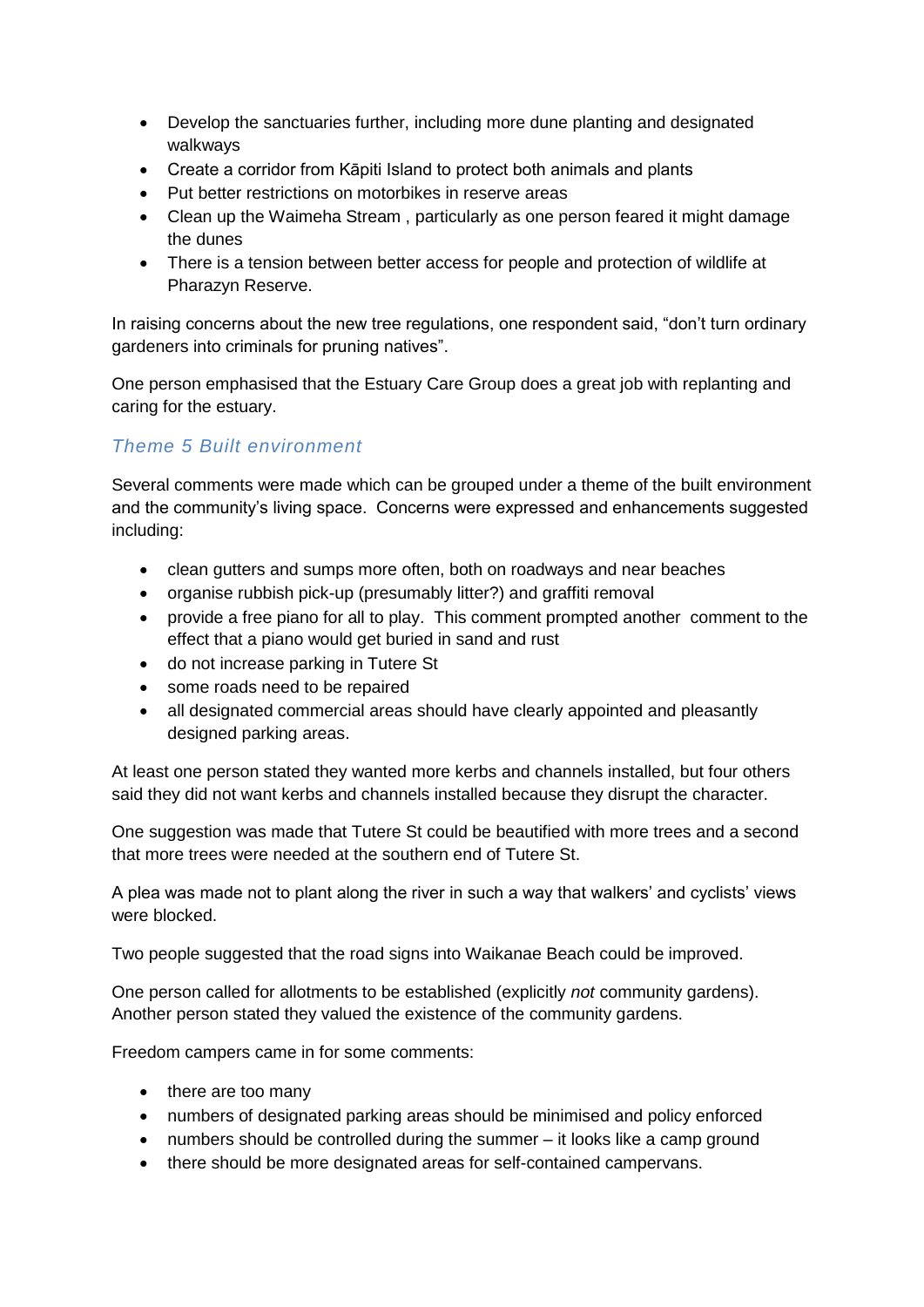- Develop the sanctuaries further, including more dune planting and designated walkways
- Create a corridor from Kāpiti Island to protect both animals and plants
- Put better restrictions on motorbikes in reserve areas
- Clean up the Waimeha Stream , particularly as one person feared it might damage the dunes
- There is a tension between better access for people and protection of wildlife at Pharazyn Reserve.

In raising concerns about the new tree regulations, one respondent said, "don't turn ordinary gardeners into criminals for pruning natives".

One person emphasised that the Estuary Care Group does a great job with replanting and caring for the estuary.

### *Theme 5 Built environment*

Several comments were made which can be grouped under a theme of the built environment and the community's living space. Concerns were expressed and enhancements suggested including:

- clean gutters and sumps more often, both on roadways and near beaches
- organise rubbish pick-up (presumably litter?) and graffiti removal
- provide a free piano for all to play. This comment prompted another comment to the effect that a piano would get buried in sand and rust
- do not increase parking in Tutere St
- some roads need to be repaired
- all designated commercial areas should have clearly appointed and pleasantly designed parking areas.

At least one person stated they wanted more kerbs and channels installed, but four others said they did not want kerbs and channels installed because they disrupt the character.

One suggestion was made that Tutere St could be beautified with more trees and a second that more trees were needed at the southern end of Tutere St.

A plea was made not to plant along the river in such a way that walkers' and cyclists' views were blocked.

Two people suggested that the road signs into Waikanae Beach could be improved.

One person called for allotments to be established (explicitly *not* community gardens). Another person stated they valued the existence of the community gardens.

Freedom campers came in for some comments:

- there are too many
- numbers of designated parking areas should be minimised and policy enforced
- numbers should be controlled during the summer – it looks like a camp ground
- there should be more designated areas for self-contained campervans.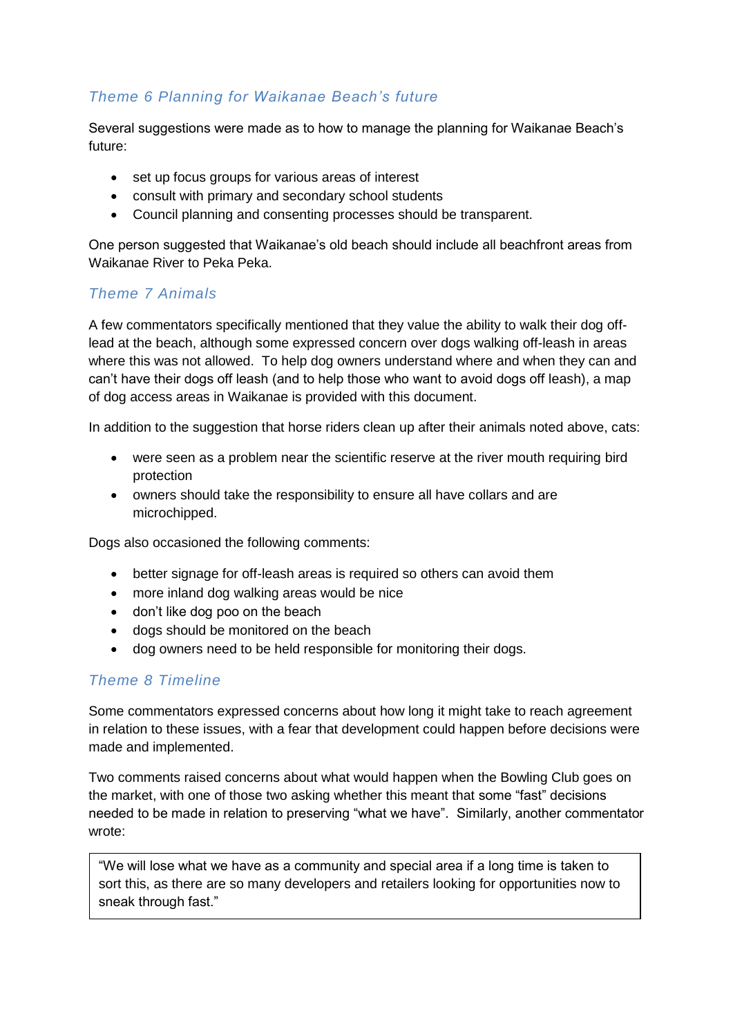### *Theme 6 Planning for Waikanae Beach's future*

Several suggestions were made as to how to manage the planning for Waikanae Beach's future:

- set up focus groups for various areas of interest
- consult with primary and secondary school students
- Council planning and consenting processes should be transparent.

One person suggested that Waikanae's old beach should include all beachfront areas from Waikanae River to Peka Peka.

### *Theme 7 Animals*

A few commentators specifically mentioned that they value the ability to walk their dog off-lead at the beach, although some expressed concern over dogs walking off-leash in areas where this was not allowed. To help dog owners understand where and when they can and can't have their dogs off leash (and to help those who want to avoid dogs off leash), a map of dog access areas in Waikanae is provided with this document.

In addition to the suggestion that horse riders clean up after their animals noted above, cats:

- were seen as a problem near the scientific reserve at the river mouth requiring bird protection
- owners should take the responsibility to ensure all have collars and are microchipped.

Dogs also occasioned the following comments:

- better signage for off-leash areas is required so others can avoid them
- more inland dog walking areas would be nice
- don't like dog poo on the beach
- dogs should be monitored on the beach
- dog owners need to be held responsible for monitoring their dogs.

### *Theme 8 Timeline*

Some commentators expressed concerns about how long it might take to reach agreement in relation to these issues, with a fear that development could happen before decisions were made and implemented.

Two comments raised concerns about what would happen when the Bowling Club goes on the market, with one of those two asking whether this meant that some "fast" decisions needed to be made in relation to preserving "what we have". Similarly, another commentator wrote:

> "We will lose what we have as a community and special area if a long time is taken to sort this, as there are so many developers and retailers looking for opportunities now to sneak through fast."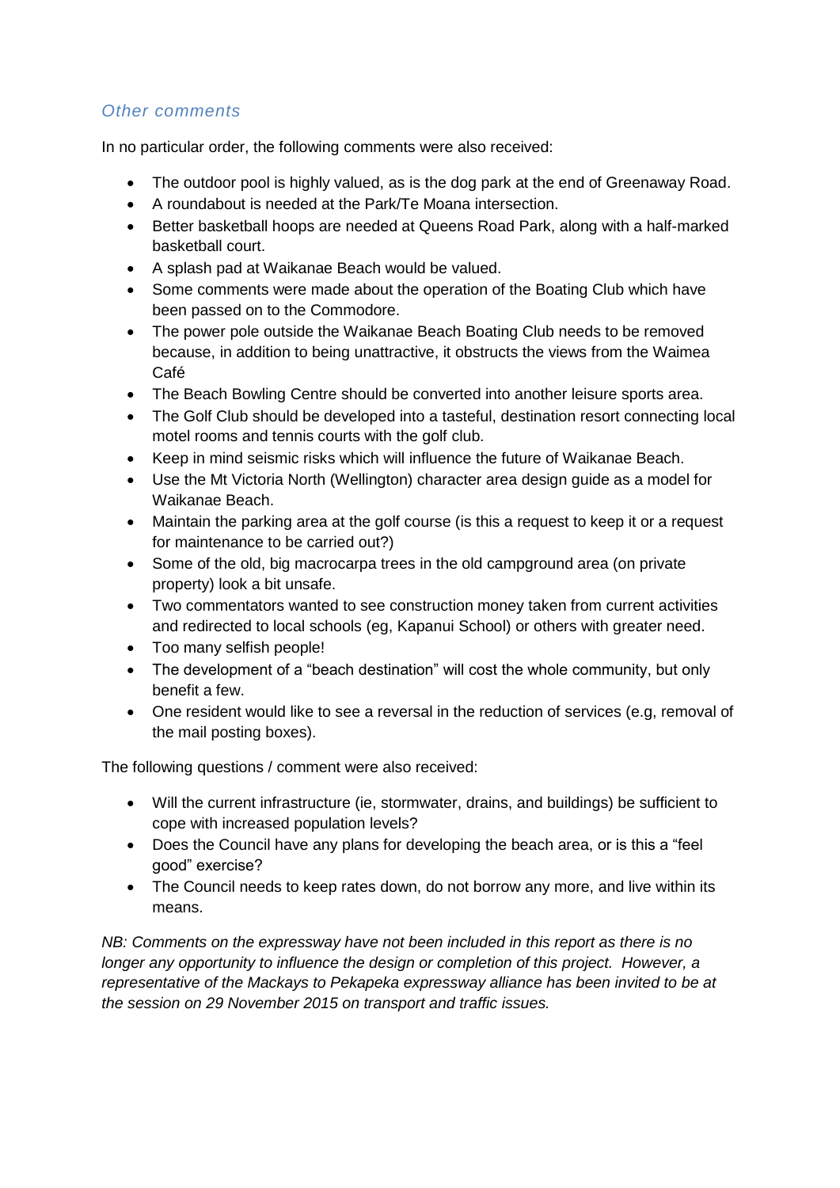### *Other comments*

In no particular order, the following comments were also received:

- The outdoor pool is highly valued, as is the dog park at the end of Greenaway Road.
- A roundabout is needed at the Park/Te Moana intersection.
- Better basketball hoops are needed at Queens Road Park, along with a half-marked basketball court.
- A splash pad at Waikanae Beach would be valued.
- Some comments were made about the operation of the Boating Club which have been passed on to the Commodore.
- The power pole outside the Waikanae Beach Boating Club needs to be removed because, in addition to being unattractive, it obstructs the views from the Waimea Café
- The Beach Bowling Centre should be converted into another leisure sports area.
- The Golf Club should be developed into a tasteful, destination resort connecting local motel rooms and tennis courts with the golf club.
- Keep in mind seismic risks which will influence the future of Waikanae Beach.
- Use the Mt Victoria North (Wellington) character area design guide as a model for Waikanae Beach.
- Maintain the parking area at the golf course (is this a request to keep it or a request for maintenance to be carried out?)
- Some of the old, big macrocarpa trees in the old campground area (on private property) look a bit unsafe.
- Two commentators wanted to see construction money taken from current activities and redirected to local schools (eg, Kapanui School) or others with greater need.
- Too many selfish people!
- The development of a "beach destination" will cost the whole community, but only benefit a few.
- One resident would like to see a reversal in the reduction of services (e.g, removal of the mail posting boxes).

The following questions / comment were also received:

- Will the current infrastructure (ie, stormwater, drains, and buildings) be sufficient to cope with increased population levels?
- Does the Council have any plans for developing the beach area, or is this a "feel good" exercise?
- The Council needs to keep rates down, do not borrow any more, and live within its means.

*NB: Comments on the expressway have not been included in this report as there is no longer any opportunity to influence the design or completion of this project. However, a representative of the Mackays to Pekapeka expressway alliance has been invited to be at the session on 29 November 2015 on transport and traffic issues.*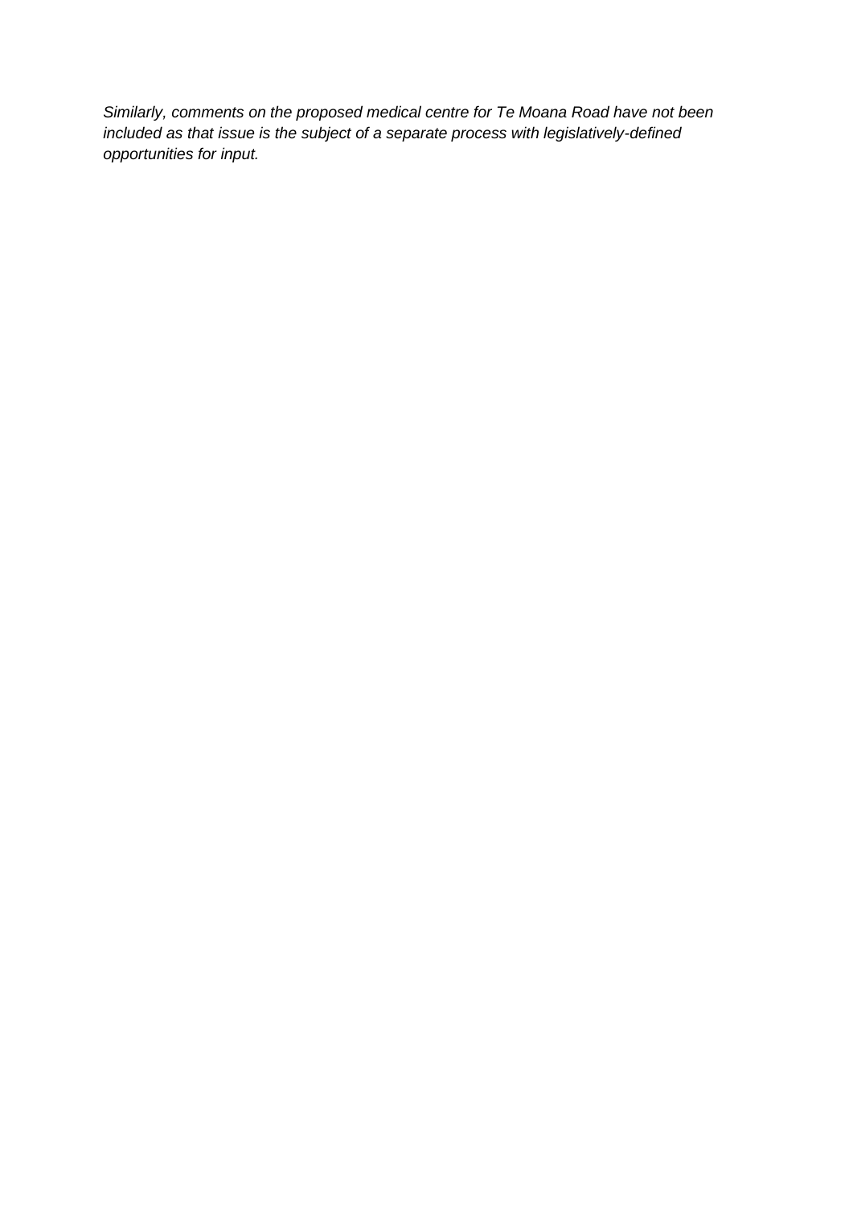*Similarly, comments on the proposed medical centre for Te Moana Road have not been included as that issue is the subject of a separate process with legislatively-defined opportunities for input.*